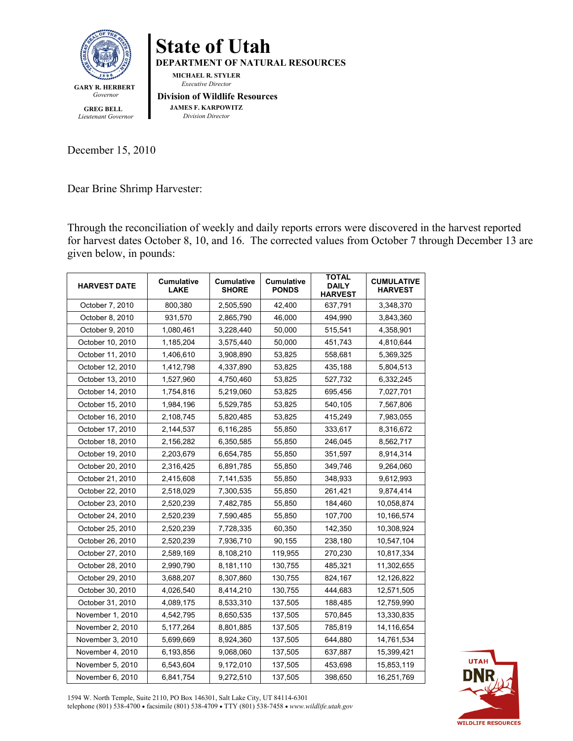# State of Utah

**DEPARTMENT OF NATURAL RESOURCES**

**MICHAEL R. STYLER**
*Executive Director*

**Division of Wildlife Resources**

**JAMES F. KARPOWITZ**
*Division Director*

**GARY R. HERBERT**
*Governor*

**GREG BELL**
*Lieutenant Governor*

December 15, 2010

Dear Brine Shrimp Harvester:

Through the reconciliation of weekly and daily reports errors were discovered in the harvest reported for harvest dates October 8, 10, and 16. The corrected values from October 7 through December 13 are given below, in pounds:

| HARVEST DATE | Cumulative LAKE | Cumulative SHORE | Cumulative PONDS | TOTAL DAILY HARVEST | CUMULATIVE HARVEST |
|---|---|---|---|---|---|
| October 7, 2010 | 800,380 | 2,505,590 | 42,400 | 637,791 | 3,348,370 |
| October 8, 2010 | 931,570 | 2,865,790 | 46,000 | 494,990 | 3,843,360 |
| October 9, 2010 | 1,080,461 | 3,228,440 | 50,000 | 515,541 | 4,358,901 |
| October 10, 2010 | 1,185,204 | 3,575,440 | 50,000 | 451,743 | 4,810,644 |
| October 11, 2010 | 1,406,610 | 3,908,890 | 53,825 | 558,681 | 5,369,325 |
| October 12, 2010 | 1,412,798 | 4,337,890 | 53,825 | 435,188 | 5,804,513 |
| October 13, 2010 | 1,527,960 | 4,750,460 | 53,825 | 527,732 | 6,332,245 |
| October 14, 2010 | 1,754,816 | 5,219,060 | 53,825 | 695,456 | 7,027,701 |
| October 15, 2010 | 1,984,196 | 5,529,785 | 53,825 | 540,105 | 7,567,806 |
| October 16, 2010 | 2,108,745 | 5,820,485 | 53,825 | 415,249 | 7,983,055 |
| October 17, 2010 | 2,144,537 | 6,116,285 | 55,850 | 333,617 | 8,316,672 |
| October 18, 2010 | 2,156,282 | 6,350,585 | 55,850 | 246,045 | 8,562,717 |
| October 19, 2010 | 2,203,679 | 6,654,785 | 55,850 | 351,597 | 8,914,314 |
| October 20, 2010 | 2,316,425 | 6,891,785 | 55,850 | 349,746 | 9,264,060 |
| October 21, 2010 | 2,415,608 | 7,141,535 | 55,850 | 348,933 | 9,612,993 |
| October 22, 2010 | 2,518,029 | 7,300,535 | 55,850 | 261,421 | 9,874,414 |
| October 23, 2010 | 2,520,239 | 7,482,785 | 55,850 | 184,460 | 10,058,874 |
| October 24, 2010 | 2,520,239 | 7,590,485 | 55,850 | 107,700 | 10,166,574 |
| October 25, 2010 | 2,520,239 | 7,728,335 | 60,350 | 142,350 | 10,308,924 |
| October 26, 2010 | 2,520,239 | 7,936,710 | 90,155 | 238,180 | 10,547,104 |
| October 27, 2010 | 2,589,169 | 8,108,210 | 119,955 | 270,230 | 10,817,334 |
| October 28, 2010 | 2,990,790 | 8,181,110 | 130,755 | 485,321 | 11,302,655 |
| October 29, 2010 | 3,688,207 | 8,307,860 | 130,755 | 824,167 | 12,126,822 |
| October 30, 2010 | 4,026,540 | 8,414,210 | 130,755 | 444,683 | 12,571,505 |
| October 31, 2010 | 4,089,175 | 8,533,310 | 137,505 | 188,485 | 12,759,990 |
| November 1, 2010 | 4,542,795 | 8,650,535 | 137,505 | 570,845 | 13,330,835 |
| November 2, 2010 | 5,177,264 | 8,801,885 | 137,505 | 785,819 | 14,116,654 |
| November 3, 2010 | 5,699,669 | 8,924,360 | 137,505 | 644,880 | 14,761,534 |
| November 4, 2010 | 6,193,856 | 9,068,060 | 137,505 | 637,887 | 15,399,421 |
| November 5, 2010 | 6,543,604 | 9,172,010 | 137,505 | 453,698 | 15,853,119 |
| November 6, 2010 | 6,841,754 | 9,272,510 | 137,505 | 398,650 | 16,251,769 |

1594 W. North Temple, Suite 2110, PO Box 146301, Salt Lake City, UT 84114-6301
telephone (801) 538-4700 • facsimile (801) 538-4709 • TTY (801) 538-7458 • *www.wildlife.utah.gov*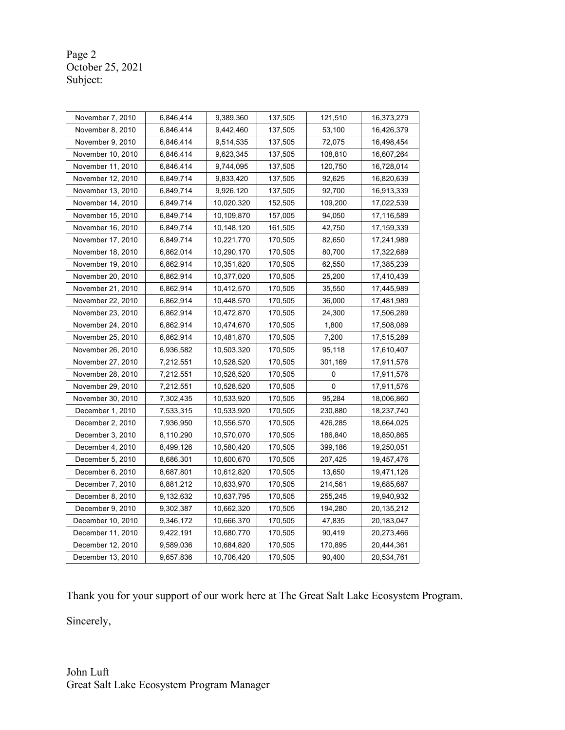Page 2
October 25, 2021
Subject:

| | | | | | |
|---|---|---|---|---|---|
| November 7, 2010 | 6,846,414 | 9,389,360 | 137,505 | 121,510 | 16,373,279 |
| November 8, 2010 | 6,846,414 | 9,442,460 | 137,505 | 53,100 | 16,426,379 |
| November 9, 2010 | 6,846,414 | 9,514,535 | 137,505 | 72,075 | 16,498,454 |
| November 10, 2010 | 6,846,414 | 9,623,345 | 137,505 | 108,810 | 16,607,264 |
| November 11, 2010 | 6,846,414 | 9,744,095 | 137,505 | 120,750 | 16,728,014 |
| November 12, 2010 | 6,849,714 | 9,833,420 | 137,505 | 92,625 | 16,820,639 |
| November 13, 2010 | 6,849,714 | 9,926,120 | 137,505 | 92,700 | 16,913,339 |
| November 14, 2010 | 6,849,714 | 10,020,320 | 152,505 | 109,200 | 17,022,539 |
| November 15, 2010 | 6,849,714 | 10,109,870 | 157,005 | 94,050 | 17,116,589 |
| November 16, 2010 | 6,849,714 | 10,148,120 | 161,505 | 42,750 | 17,159,339 |
| November 17, 2010 | 6,849,714 | 10,221,770 | 170,505 | 82,650 | 17,241,989 |
| November 18, 2010 | 6,862,014 | 10,290,170 | 170,505 | 80,700 | 17,322,689 |
| November 19, 2010 | 6,862,914 | 10,351,820 | 170,505 | 62,550 | 17,385,239 |
| November 20, 2010 | 6,862,914 | 10,377,020 | 170,505 | 25,200 | 17,410,439 |
| November 21, 2010 | 6,862,914 | 10,412,570 | 170,505 | 35,550 | 17,445,989 |
| November 22, 2010 | 6,862,914 | 10,448,570 | 170,505 | 36,000 | 17,481,989 |
| November 23, 2010 | 6,862,914 | 10,472,870 | 170,505 | 24,300 | 17,506,289 |
| November 24, 2010 | 6,862,914 | 10,474,670 | 170,505 | 1,800 | 17,508,089 |
| November 25, 2010 | 6,862,914 | 10,481,870 | 170,505 | 7,200 | 17,515,289 |
| November 26, 2010 | 6,936,582 | 10,503,320 | 170,505 | 95,118 | 17,610,407 |
| November 27, 2010 | 7,212,551 | 10,528,520 | 170,505 | 301,169 | 17,911,576 |
| November 28, 2010 | 7,212,551 | 10,528,520 | 170,505 | 0 | 17,911,576 |
| November 29, 2010 | 7,212,551 | 10,528,520 | 170,505 | 0 | 17,911,576 |
| November 30, 2010 | 7,302,435 | 10,533,920 | 170,505 | 95,284 | 18,006,860 |
| December 1, 2010 | 7,533,315 | 10,533,920 | 170,505 | 230,880 | 18,237,740 |
| December 2, 2010 | 7,936,950 | 10,556,570 | 170,505 | 426,285 | 18,664,025 |
| December 3, 2010 | 8,110,290 | 10,570,070 | 170,505 | 186,840 | 18,850,865 |
| December 4, 2010 | 8,499,126 | 10,580,420 | 170,505 | 399,186 | 19,250,051 |
| December 5, 2010 | 8,686,301 | 10,600,670 | 170,505 | 207,425 | 19,457,476 |
| December 6, 2010 | 8,687,801 | 10,612,820 | 170,505 | 13,650 | 19,471,126 |
| December 7, 2010 | 8,881,212 | 10,633,970 | 170,505 | 214,561 | 19,685,687 |
| December 8, 2010 | 9,132,632 | 10,637,795 | 170,505 | 255,245 | 19,940,932 |
| December 9, 2010 | 9,302,387 | 10,662,320 | 170,505 | 194,280 | 20,135,212 |
| December 10, 2010 | 9,346,172 | 10,666,370 | 170,505 | 47,835 | 20,183,047 |
| December 11, 2010 | 9,422,191 | 10,680,770 | 170,505 | 90,419 | 20,273,466 |
| December 12, 2010 | 9,589,036 | 10,684,820 | 170,505 | 170,895 | 20,444,361 |
| December 13, 2010 | 9,657,836 | 10,706,420 | 170,505 | 90,400 | 20,534,761 |

Thank you for your support of our work here at The Great Salt Lake Ecosystem Program.

Sincerely,

John Luft
Great Salt Lake Ecosystem Program Manager